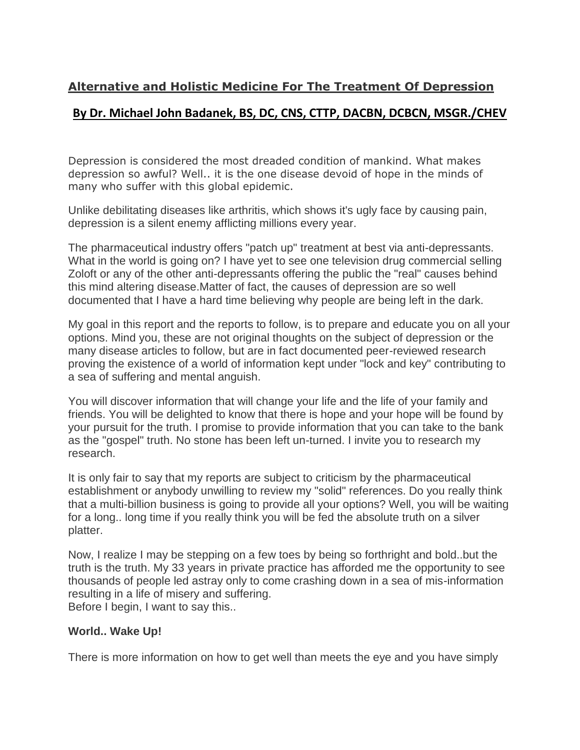# Alternative and Holistic Medicine For The Treatment Of Depression

## By Dr. Michael John Badanek, BS, DC, CNS, CTTP, DACBN, DCBCN, MSGR./CHEV

Depression is considered the most dreaded condition of mankind. What makes depression so awful? Well.. it is the one disease devoid of hope in the minds of many who suffer with this global epidemic.

Unlike debilitating diseases like arthritis, which shows it's ugly face by causing pain, depression is a silent enemy afflicting millions every year.

The pharmaceutical industry offers "patch up" treatment at best via anti-depressants. What in the world is going on? I have yet to see one television drug commercial selling Zoloft or any of the other anti-depressants offering the public the "real" causes behind this mind altering disease.Matter of fact, the causes of depression are so well documented that I have a hard time believing why people are being left in the dark.

My goal in this report and the reports to follow, is to prepare and educate you on all your options. Mind you, these are not original thoughts on the subject of depression or the many disease articles to follow, but are in fact documented peer-reviewed research proving the existence of a world of information kept under "lock and key" contributing to a sea of suffering and mental anguish.

You will discover information that will change your life and the life of your family and friends. You will be delighted to know that there is hope and your hope will be found by your pursuit for the truth. I promise to provide information that you can take to the bank as the "gospel" truth. No stone has been left un-turned. I invite you to research my research.

It is only fair to say that my reports are subject to criticism by the pharmaceutical establishment or anybody unwilling to review my "solid" references. Do you really think that a multi-billion business is going to provide all your options? Well, you will be waiting for a long.. long time if you really think you will be fed the absolute truth on a silver platter.

Now, I realize I may be stepping on a few toes by being so forthright and bold..but the truth is the truth. My 33 years in private practice has afforded me the opportunity to see thousands of people led astray only to come crashing down in a sea of mis-information resulting in a life of misery and suffering.
Before I begin, I want to say this..

**World.. Wake Up!**

There is more information on how to get well than meets the eye and you have simply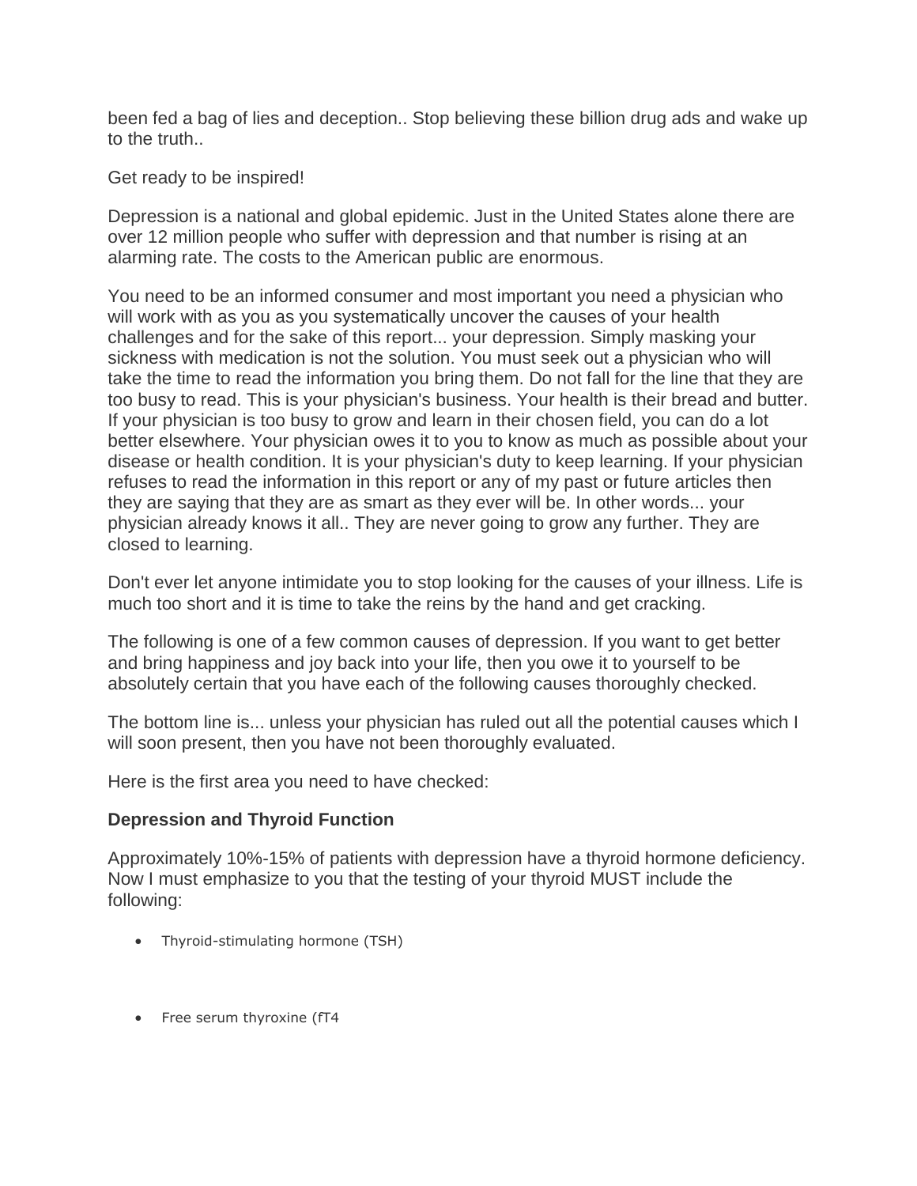been fed a bag of lies and deception.. Stop believing these billion drug ads and wake up to the truth..

Get ready to be inspired!

Depression is a national and global epidemic. Just in the United States alone there are over 12 million people who suffer with depression and that number is rising at an alarming rate. The costs to the American public are enormous.

You need to be an informed consumer and most important you need a physician who will work with as you as you systematically uncover the causes of your health challenges and for the sake of this report... your depression. Simply masking your sickness with medication is not the solution. You must seek out a physician who will take the time to read the information you bring them. Do not fall for the line that they are too busy to read. This is your physician's business. Your health is their bread and butter. If your physician is too busy to grow and learn in their chosen field, you can do a lot better elsewhere. Your physician owes it to you to know as much as possible about your disease or health condition. It is your physician's duty to keep learning. If your physician refuses to read the information in this report or any of my past or future articles then they are saying that they are as smart as they ever will be. In other words... your physician already knows it all.. They are never going to grow any further. They are closed to learning.

Don't ever let anyone intimidate you to stop looking for the causes of your illness. Life is much too short and it is time to take the reins by the hand and get cracking.

The following is one of a few common causes of depression. If you want to get better and bring happiness and joy back into your life, then you owe it to yourself to be absolutely certain that you have each of the following causes thoroughly checked.

The bottom line is... unless your physician has ruled out all the potential causes which I will soon present, then you have not been thoroughly evaluated.

Here is the first area you need to have checked:

**Depression and Thyroid Function**

Approximately 10%-15% of patients with depression have a thyroid hormone deficiency. Now I must emphasize to you that the testing of your thyroid MUST include the following:

- Thyroid-stimulating hormone (TSH)
- Free serum thyroxine (fT4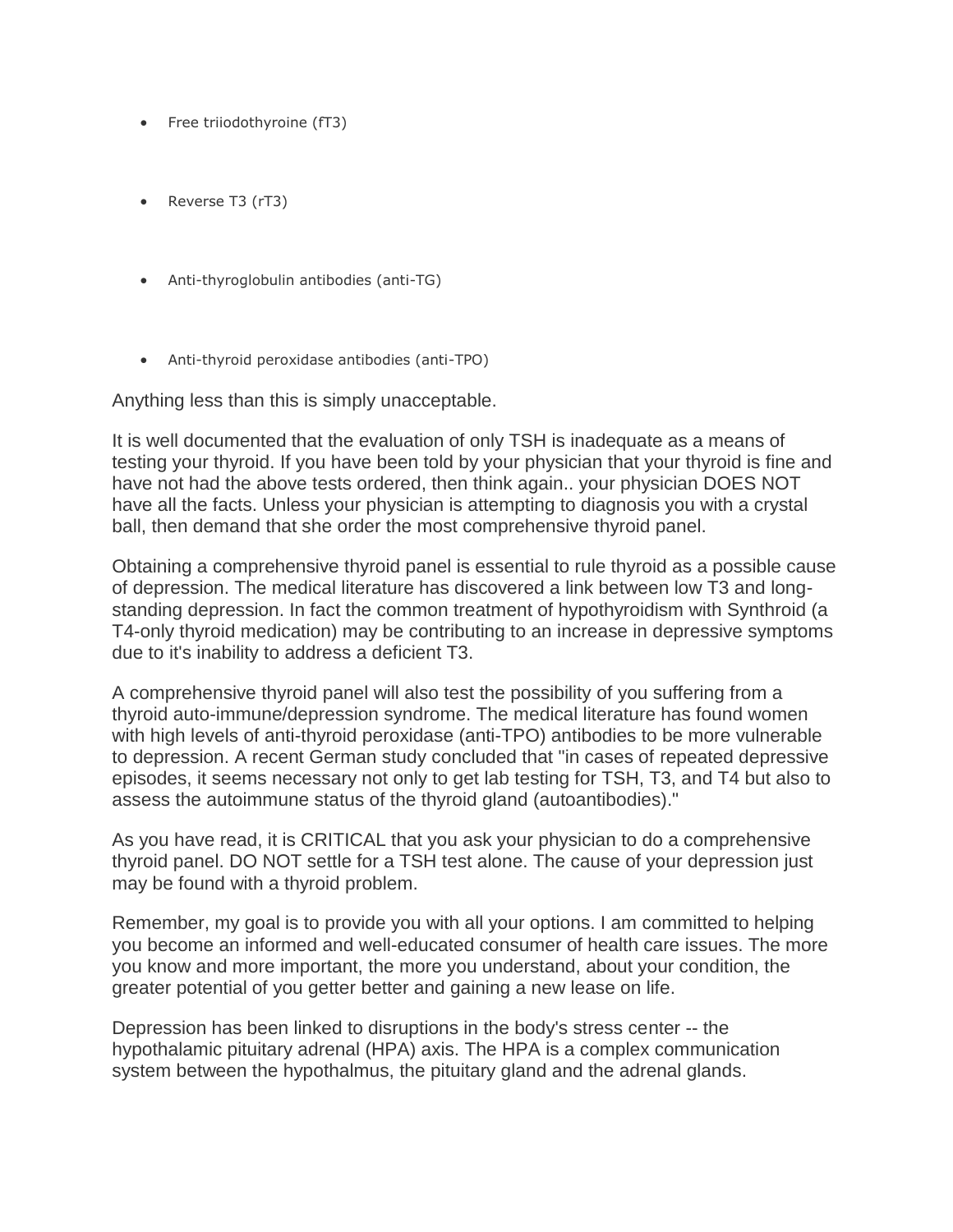- Free triiodothyroine (fT3)
- Reverse T3 (rT3)
- Anti-thyroglobulin antibodies (anti-TG)
- Anti-thyroid peroxidase antibodies (anti-TPO)

Anything less than this is simply unacceptable.

It is well documented that the evaluation of only TSH is inadequate as a means of testing your thyroid. If you have been told by your physician that your thyroid is fine and have not had the above tests ordered, then think again.. your physician DOES NOT have all the facts. Unless your physician is attempting to diagnosis you with a crystal ball, then demand that she order the most comprehensive thyroid panel.

Obtaining a comprehensive thyroid panel is essential to rule thyroid as a possible cause of depression. The medical literature has discovered a link between low T3 and long-standing depression. In fact the common treatment of hypothyroidism with Synthroid (a T4-only thyroid medication) may be contributing to an increase in depressive symptoms due to it's inability to address a deficient T3.

A comprehensive thyroid panel will also test the possibility of you suffering from a thyroid auto-immune/depression syndrome. The medical literature has found women with high levels of anti-thyroid peroxidase (anti-TPO) antibodies to be more vulnerable to depression. A recent German study concluded that "in cases of repeated depressive episodes, it seems necessary not only to get lab testing for TSH, T3, and T4 but also to assess the autoimmune status of the thyroid gland (autoantibodies)."

As you have read, it is CRITICAL that you ask your physician to do a comprehensive thyroid panel. DO NOT settle for a TSH test alone. The cause of your depression just may be found with a thyroid problem.

Remember, my goal is to provide you with all your options. I am committed to helping you become an informed and well-educated consumer of health care issues. The more you know and more important, the more you understand, about your condition, the greater potential of you getter better and gaining a new lease on life.

Depression has been linked to disruptions in the body's stress center -- the hypothalamic pituitary adrenal (HPA) axis. The HPA is a complex communication system between the hypothalmus, the pituitary gland and the adrenal glands.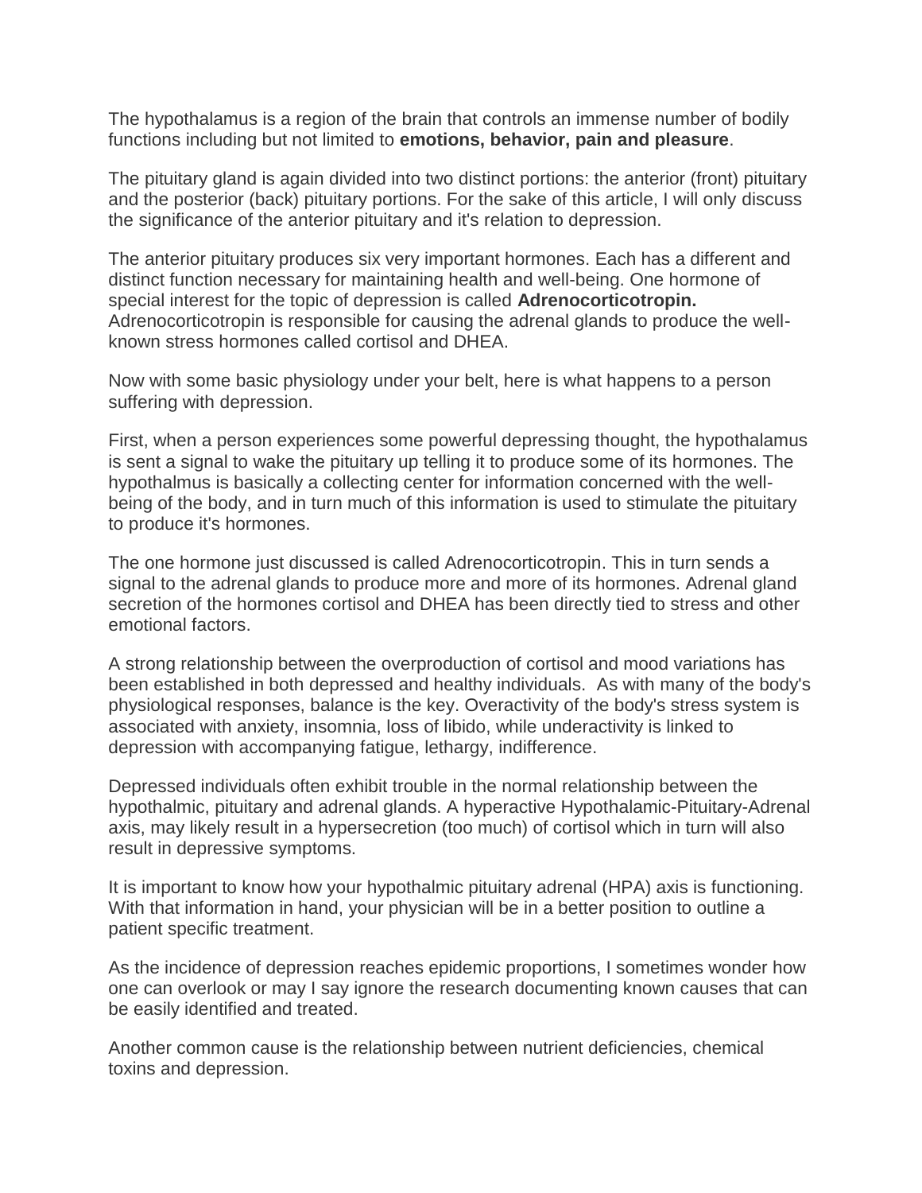The hypothalamus is a region of the brain that controls an immense number of bodily functions including but not limited to **emotions, behavior, pain and pleasure**.

The pituitary gland is again divided into two distinct portions: the anterior (front) pituitary and the posterior (back) pituitary portions. For the sake of this article, I will only discuss the significance of the anterior pituitary and it's relation to depression.

The anterior pituitary produces six very important hormones. Each has a different and distinct function necessary for maintaining health and well-being. One hormone of special interest for the topic of depression is called **Adrenocorticotropin.** Adrenocorticotropin is responsible for causing the adrenal glands to produce the well-known stress hormones called cortisol and DHEA.

Now with some basic physiology under your belt, here is what happens to a person suffering with depression.

First, when a person experiences some powerful depressing thought, the hypothalamus is sent a signal to wake the pituitary up telling it to produce some of its hormones. The hypothalmus is basically a collecting center for information concerned with the well-being of the body, and in turn much of this information is used to stimulate the pituitary to produce it's hormones.

The one hormone just discussed is called Adrenocorticotropin. This in turn sends a signal to the adrenal glands to produce more and more of its hormones. Adrenal gland secretion of the hormones cortisol and DHEA has been directly tied to stress and other emotional factors.

A strong relationship between the overproduction of cortisol and mood variations has been established in both depressed and healthy individuals. As with many of the body's physiological responses, balance is the key. Overactivity of the body's stress system is associated with anxiety, insomnia, loss of libido, while underactivity is linked to depression with accompanying fatigue, lethargy, indifference.

Depressed individuals often exhibit trouble in the normal relationship between the hypothalmic, pituitary and adrenal glands. A hyperactive Hypothalamic-Pituitary-Adrenal axis, may likely result in a hypersecretion (too much) of cortisol which in turn will also result in depressive symptoms.

It is important to know how your hypothalmic pituitary adrenal (HPA) axis is functioning. With that information in hand, your physician will be in a better position to outline a patient specific treatment.

As the incidence of depression reaches epidemic proportions, I sometimes wonder how one can overlook or may I say ignore the research documenting known causes that can be easily identified and treated.

Another common cause is the relationship between nutrient deficiencies, chemical toxins and depression.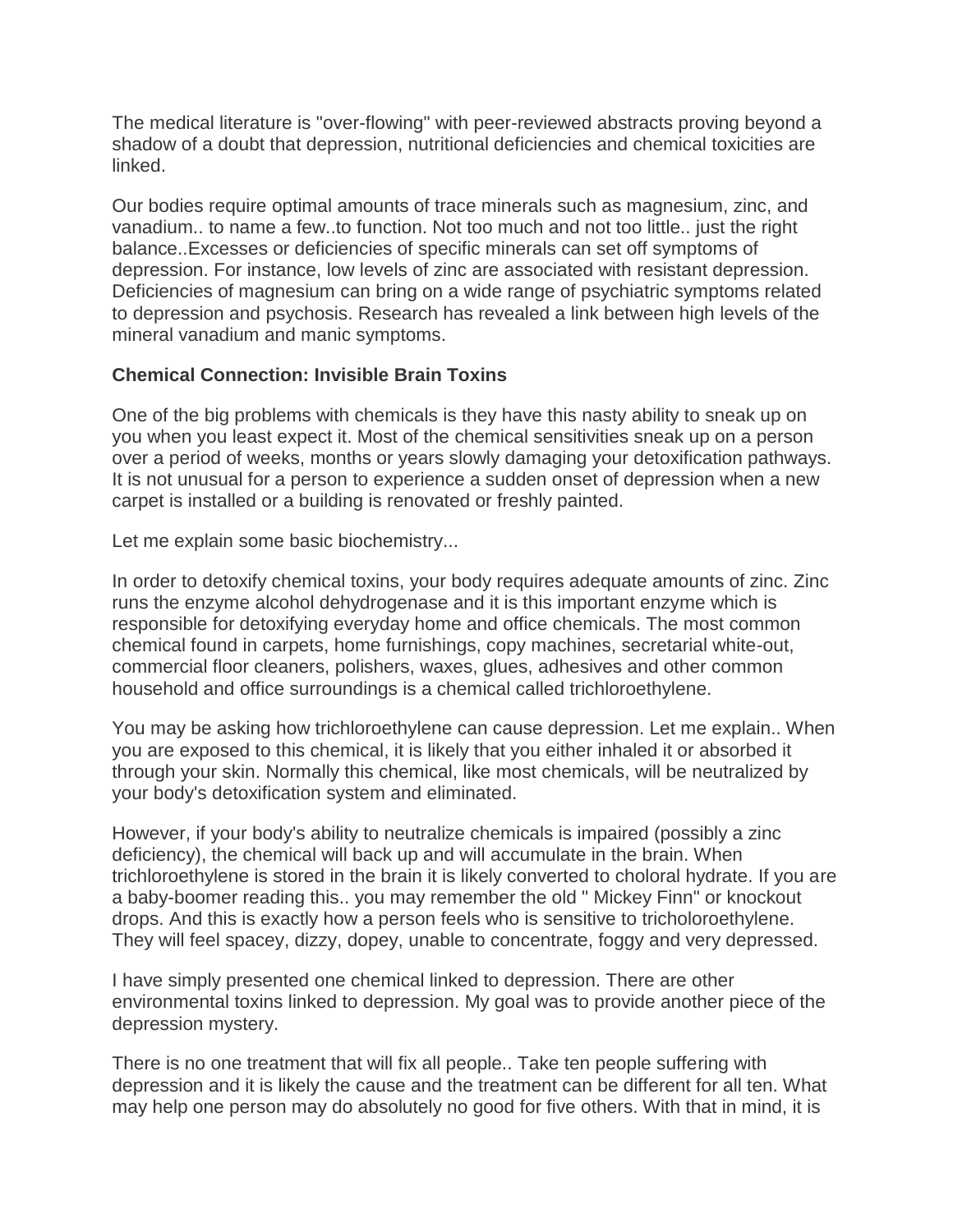The medical literature is "over-flowing" with peer-reviewed abstracts proving beyond a shadow of a doubt that depression, nutritional deficiencies and chemical toxicities are linked.

Our bodies require optimal amounts of trace minerals such as magnesium, zinc, and vanadium.. to name a few..to function. Not too much and not too little.. just the right balance..Excesses or deficiencies of specific minerals can set off symptoms of depression. For instance, low levels of zinc are associated with resistant depression. Deficiencies of magnesium can bring on a wide range of psychiatric symptoms related to depression and psychosis. Research has revealed a link between high levels of the mineral vanadium and manic symptoms.

**Chemical Connection: Invisible Brain Toxins**

One of the big problems with chemicals is they have this nasty ability to sneak up on you when you least expect it. Most of the chemical sensitivities sneak up on a person over a period of weeks, months or years slowly damaging your detoxification pathways. It is not unusual for a person to experience a sudden onset of depression when a new carpet is installed or a building is renovated or freshly painted.

Let me explain some basic biochemistry...

In order to detoxify chemical toxins, your body requires adequate amounts of zinc. Zinc runs the enzyme alcohol dehydrogenase and it is this important enzyme which is responsible for detoxifying everyday home and office chemicals. The most common chemical found in carpets, home furnishings, copy machines, secretarial white-out, commercial floor cleaners, polishers, waxes, glues, adhesives and other common household and office surroundings is a chemical called trichloroethylene.

You may be asking how trichloroethylene can cause depression. Let me explain.. When you are exposed to this chemical, it is likely that you either inhaled it or absorbed it through your skin. Normally this chemical, like most chemicals, will be neutralized by your body's detoxification system and eliminated.

However, if your body's ability to neutralize chemicals is impaired (possibly a zinc deficiency), the chemical will back up and will accumulate in the brain. When trichloroethylene is stored in the brain it is likely converted to choloral hydrate. If you are a baby-boomer reading this.. you may remember the old " Mickey Finn" or knockout drops. And this is exactly how a person feels who is sensitive to tricholoroethylene. They will feel spacey, dizzy, dopey, unable to concentrate, foggy and very depressed.

I have simply presented one chemical linked to depression. There are other environmental toxins linked to depression. My goal was to provide another piece of the depression mystery.

There is no one treatment that will fix all people.. Take ten people suffering with depression and it is likely the cause and the treatment can be different for all ten. What may help one person may do absolutely no good for five others. With that in mind, it is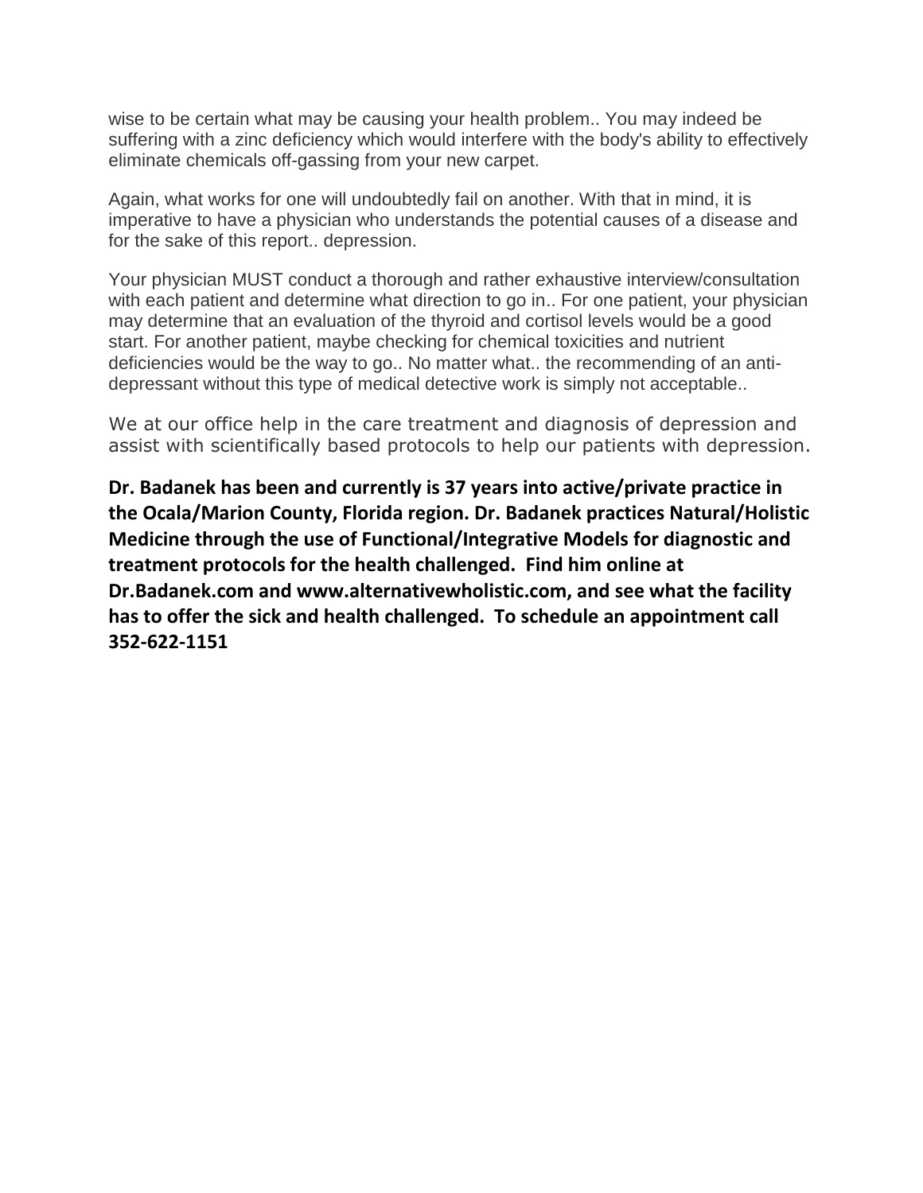wise to be certain what may be causing your health problem.. You may indeed be suffering with a zinc deficiency which would interfere with the body's ability to effectively eliminate chemicals off-gassing from your new carpet.

Again, what works for one will undoubtedly fail on another. With that in mind, it is imperative to have a physician who understands the potential causes of a disease and for the sake of this report.. depression.

Your physician MUST conduct a thorough and rather exhaustive interview/consultation with each patient and determine what direction to go in.. For one patient, your physician may determine that an evaluation of the thyroid and cortisol levels would be a good start. For another patient, maybe checking for chemical toxicities and nutrient deficiencies would be the way to go.. No matter what.. the recommending of an anti-depressant without this type of medical detective work is simply not acceptable..

We at our office help in the care treatment and diagnosis of depression and assist with scientifically based protocols to help our patients with depression.

**Dr. Badanek has been and currently is 37 years into active/private practice in the Ocala/Marion County, Florida region. Dr. Badanek practices Natural/Holistic Medicine through the use of Functional/Integrative Models for diagnostic and treatment protocols for the health challenged. Find him online at Dr.Badanek.com and www.alternativewholistic.com, and see what the facility has to offer the sick and health challenged. To schedule an appointment call 352-622-1151**